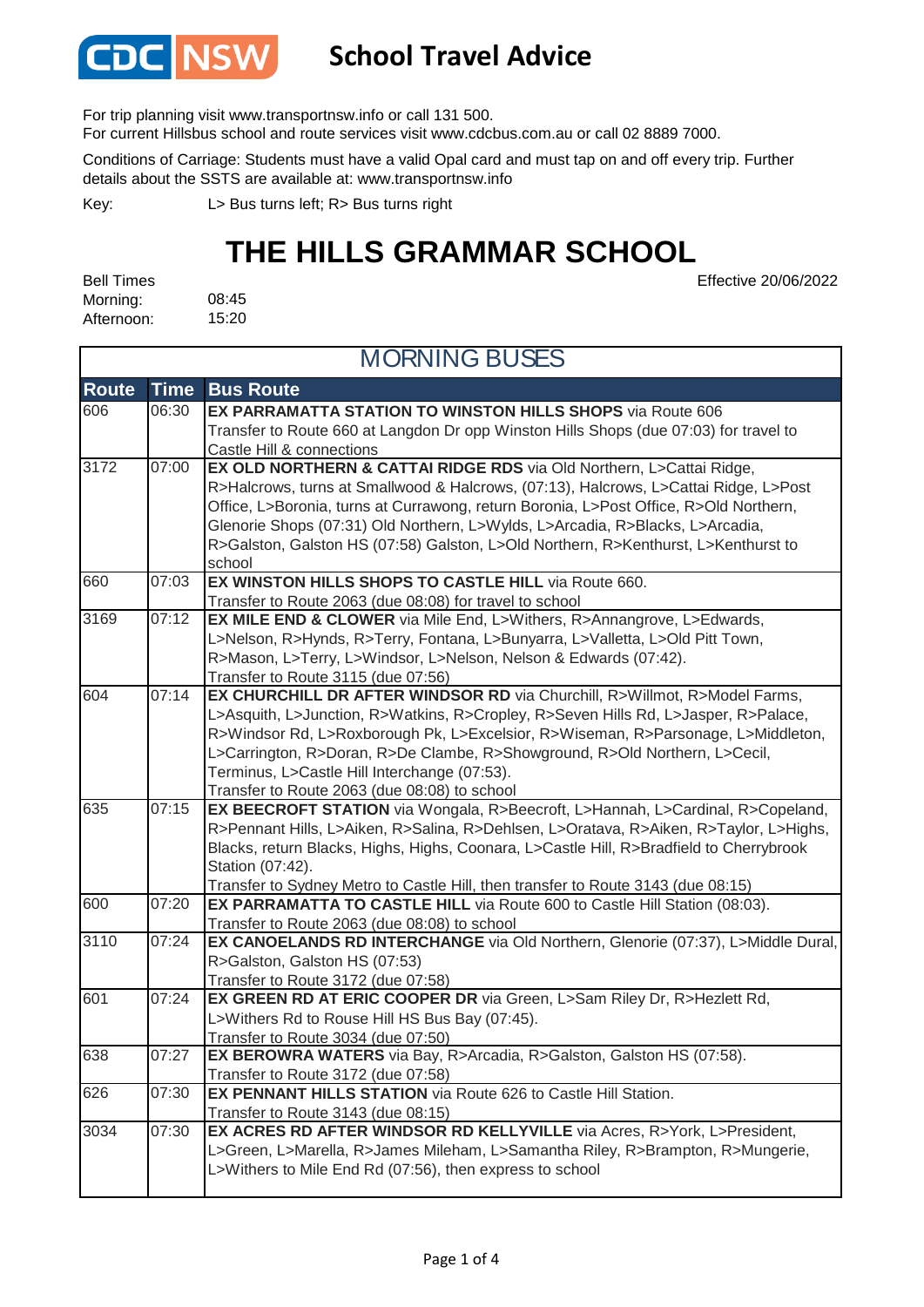# CDC NSW School Travel Advice

For trip planning visit www.transportnsw.info or call 131 500.
For current Hillsbus school and route services visit www.cdcbus.com.au or call 02 8889 7000.

Conditions of Carriage: Students must have a valid Opal card and must tap on and off every trip. Further details about the SSTS are available at: www.transportnsw.info

Key: L> Bus turns left; R> Bus turns right

# THE HILLS GRAMMAR SCHOOL

Effective 20/06/2022

Bell Times
Morning: 08:45
Afternoon: 15:20

## MORNING BUSES

| Route | Time | Bus Route |
| --- | --- | --- |
| 606 | 06:30 | **EX PARRAMATTA STATION TO WINSTON HILLS SHOPS** via Route 606<br>Transfer to Route 660 at Langdon Dr opp Winston Hills Shops (due 07:03) for travel to Castle Hill & connections |
| 3172 | 07:00 | **EX OLD NORTHERN & CATTAI RIDGE RDS** via Old Northern, L>Cattai Ridge, R>Halcrows, turns at Smallwood & Halcrows, (07:13), Halcrows, L>Cattai Ridge, L>Post Office, L>Boronia, turns at Currawong, return Boronia, L>Post Office, R>Old Northern, Glenorie Shops (07:31) Old Northern, L>Wylds, L>Arcadia, R>Blacks, L>Arcadia, R>Galston, Galston HS (07:58) Galston, L>Old Northern, R>Kenthurst, L>Kenthurst to school |
| 660 | 07:03 | **EX WINSTON HILLS SHOPS TO CASTLE HILL** via Route 660.<br>Transfer to Route 2063 (due 08:08) for travel to school |
| 3169 | 07:12 | **EX MILE END & CLOWER** via Mile End, L>Withers, R>Annangrove, L>Edwards, L>Nelson, R>Hynds, R>Terry, Fontana, L>Bunyarra, L>Valletta, L>Old Pitt Town, R>Mason, L>Terry, L>Windsor, L>Nelson, Nelson & Edwards (07:42).<br>Transfer to Route 3115 (due 07:56) |
| 604 | 07:14 | **EX CHURCHILL DR AFTER WINDSOR RD** via Churchill, R>Willmot, R>Model Farms, L>Asquith, L>Junction, R>Watkins, R>Cropley, R>Seven Hills Rd, L>Jasper, R>Palace, R>Windsor Rd, L>Roxborough Pk, L>Excelsior, R>Wiseman, R>Parsonage, L>Middleton, L>Carrington, R>Doran, R>De Clambe, R>Showground, R>Old Northern, L>Cecil, Terminus, L>Castle Hill Interchange (07:53).<br>Transfer to Route 2063 (due 08:08) to school |
| 635 | 07:15 | **EX BEECROFT STATION** via Wongala, R>Beecroft, L>Hannah, L>Cardinal, R>Copeland, R>Pennant Hills, L>Aiken, R>Salina, R>Dehlsen, L>Oratava, R>Aiken, R>Taylor, L>Highs, Blacks, return Blacks, Highs, Highs, Coonara, L>Castle Hill, R>Bradfield to Cherrybrook Station (07:42).<br>Transfer to Sydney Metro to Castle Hill, then transfer to Route 3143 (due 08:15) |
| 600 | 07:20 | **EX PARRAMATTA TO CASTLE HILL** via Route 600 to Castle Hill Station (08:03).<br>Transfer to Route 2063 (due 08:08) to school |
| 3110 | 07:24 | **EX CANOELANDS RD INTERCHANGE** via Old Northern, Glenorie (07:37), L>Middle Dural, R>Galston, Galston HS (07:53)<br>Transfer to Route 3172 (due 07:58) |
| 601 | 07:24 | **EX GREEN RD AT ERIC COOPER DR** via Green, L>Sam Riley Dr, R>Hezlett Rd, L>Withers Rd to Rouse Hill HS Bus Bay (07:45).<br>Transfer to Route 3034 (due 07:50) |
| 638 | 07:27 | **EX BEROWRA WATERS** via Bay, R>Arcadia, R>Galston, Galston HS (07:58).<br>Transfer to Route 3172 (due 07:58) |
| 626 | 07:30 | **EX PENNANT HILLS STATION** via Route 626 to Castle Hill Station.<br>Transfer to Route 3143 (due 08:15) |
| 3034 | 07:30 | **EX ACRES RD AFTER WINDSOR RD KELLYVILLE** via Acres, R>York, L>President, L>Green, L>Marella, R>James Mileham, L>Samantha Riley, R>Brampton, R>Mungerie, L>Withers to Mile End Rd (07:56), then express to school |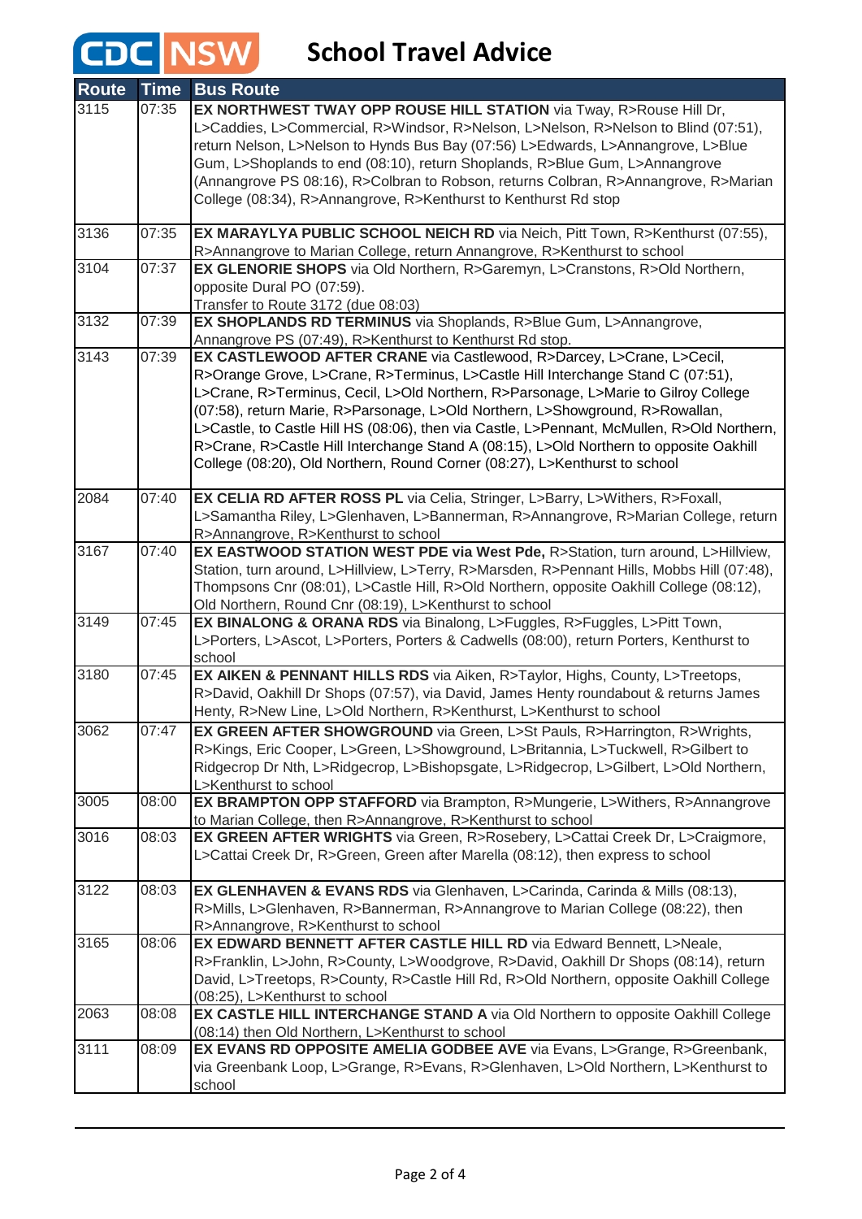# School Travel Advice

| Route | Time | Bus Route |
|---|---|---|
| 3115 | 07:35 | **EX NORTHWEST TWAY OPP ROUSE HILL STATION** via Tway, R>Rouse Hill Dr, L>Caddies, L>Commercial, R>Windsor, R>Nelson, L>Nelson, R>Nelson to Blind (07:51), return Nelson, L>Nelson to Hynds Bus Bay (07:56) L>Edwards, L>Annangrove, L>Blue Gum, L>Shoplands to end (08:10), return Shoplands, R>Blue Gum, L>Annangrove (Annangrove PS 08:16), R>Colbran to Robson, returns Colbran, R>Annangrove, R>Marian College (08:34), R>Annangrove, R>Kenthurst to Kenthurst Rd stop |
| 3136 | 07:35 | **EX MARAYLYA PUBLIC SCHOOL NEICH RD** via Neich, Pitt Town, R>Kenthurst (07:55), R>Annangrove to Marian College, return Annangrove, R>Kenthurst to school |
| 3104 | 07:37 | **EX GLENORIE SHOPS** via Old Northern, R>Garemyn, L>Cranstons, R>Old Northern, opposite Dural PO (07:59). Transfer to Route 3172 (due 08:03) |
| 3132 | 07:39 | **EX SHOPLANDS RD TERMINUS** via Shoplands, R>Blue Gum, L>Annangrove, Annangrove PS (07:49), R>Kenthurst to Kenthurst Rd stop. |
| 3143 | 07:39 | **EX CASTLEWOOD AFTER CRANE** via Castlewood, R>Darcey, L>Crane, L>Cecil, R>Orange Grove, L>Crane, R>Terminus, L>Castle Hill Interchange Stand C (07:51), L>Crane, R>Terminus, Cecil, L>Old Northern, R>Parsonage, L>Marie to Gilroy College (07:58), return Marie, R>Parsonage, L>Old Northern, L>Showground, R>Rowallan, L>Castle, to Castle Hill HS (08:06), then via Castle, L>Pennant, McMullen, R>Old Northern, R>Crane, R>Castle Hill Interchange Stand A (08:15), L>Old Northern to opposite Oakhill College (08:20), Old Northern, Round Corner (08:27), L>Kenthurst to school |
| 2084 | 07:40 | **EX CELIA RD AFTER ROSS PL** via Celia, Stringer, L>Barry, L>Withers, R>Foxall, L>Samantha Riley, L>Glenhaven, L>Bannerman, R>Annangrove, R>Marian College, return R>Annangrove, R>Kenthurst to school |
| 3167 | 07:40 | **EX EASTWOOD STATION WEST PDE via West Pde,** R>Station, turn around, L>Hillview, Station, turn around, L>Hillview, L>Terry, R>Marsden, R>Pennant Hills, Mobbs Hill (07:48), Thompsons Cnr (08:01), L>Castle Hill, R>Old Northern, opposite Oakhill College (08:12), Old Northern, Round Cnr (08:19), L>Kenthurst to school |
| 3149 | 07:45 | **EX BINALONG & ORANA RDS** via Binalong, L>Fuggles, R>Fuggles, L>Pitt Town, L>Porters, L>Ascot, L>Porters, Porters & Cadwells (08:00), return Porters, Kenthurst to school |
| 3180 | 07:45 | **EX AIKEN & PENNANT HILLS RDS** via Aiken, R>Taylor, Highs, County, L>Treetops, R>David, Oakhill Dr Shops (07:57), via David, James Henty roundabout & returns James Henty, R>New Line, L>Old Northern, R>Kenthurst, L>Kenthurst to school |
| 3062 | 07:47 | **EX GREEN AFTER SHOWGROUND** via Green, L>St Pauls, R>Harrington, R>Wrights, R>Kings, Eric Cooper, L>Green, L>Showground, L>Britannia, L>Tuckwell, R>Gilbert to Ridgecrop Dr Nth, L>Ridgecrop, L>Bishopsgate, L>Ridgecrop, L>Gilbert, L>Old Northern, L>Kenthurst to school |
| 3005 | 08:00 | **EX BRAMPTON OPP STAFFORD** via Brampton, R>Mungerie, L>Withers, R>Annangrove to Marian College, then R>Annangrove, R>Kenthurst to school |
| 3016 | 08:03 | **EX GREEN AFTER WRIGHTS** via Green, R>Rosebery, L>Cattai Creek Dr, L>Craigmore, L>Cattai Creek Dr, R>Green, Green after Marella (08:12), then express to school |
| 3122 | 08:03 | **EX GLENHAVEN & EVANS RDS** via Glenhaven, L>Carinda, Carinda & Mills (08:13), R>Mills, L>Glenhaven, R>Bannerman, R>Annangrove to Marian College (08:22), then R>Annangrove, R>Kenthurst to school |
| 3165 | 08:06 | **EX EDWARD BENNETT AFTER CASTLE HILL RD** via Edward Bennett, L>Neale, R>Franklin, L>John, R>County, L>Woodgrove, R>David, Oakhill Dr Shops (08:14), return David, L>Treetops, R>County, R>Castle Hill Rd, R>Old Northern, opposite Oakhill College (08:25), L>Kenthurst to school |
| 2063 | 08:08 | **EX CASTLE HILL INTERCHANGE STAND A** via Old Northern to opposite Oakhill College (08:14) then Old Northern, L>Kenthurst to school |
| 3111 | 08:09 | **EX EVANS RD OPPOSITE AMELIA GODBEE AVE** via Evans, L>Grange, R>Greenbank, via Greenbank Loop, L>Grange, R>Evans, R>Glenhaven, L>Old Northern, L>Kenthurst to school |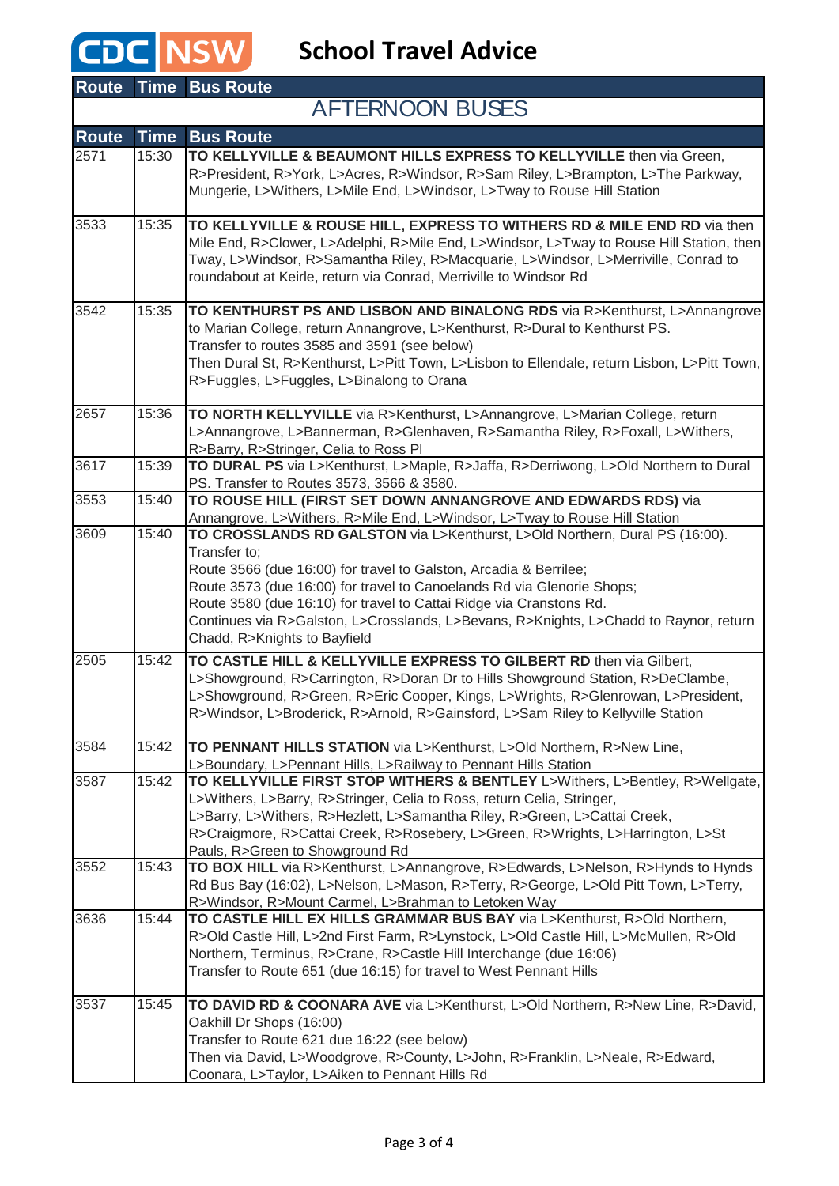# CDC NSW School Travel Advice

| Route | Time | Bus Route |
|---|---|---|
| **AFTERNOON BUSES** | | |
| **Route** | **Time** | **Bus Route** |
| 2571 | 15:30 | **TO KELLYVILLE & BEAUMONT HILLS EXPRESS TO KELLYVILLE** then via Green, R>President, R>York, L>Acres, R>Windsor, R>Sam Riley, L>Brampton, L>The Parkway, Mungerie, L>Withers, L>Mile End, L>Windsor, L>Tway to Rouse Hill Station |
| 3533 | 15:35 | **TO KELLYVILLE & ROUSE HILL, EXPRESS TO WITHERS RD & MILE END RD** via then Mile End, R>Clower, L>Adelphi, R>Mile End, L>Windsor, L>Tway to Rouse Hill Station, then Tway, L>Windsor, R>Samantha Riley, R>Macquarie, L>Windsor, L>Merriville, Conrad to roundabout at Keirle, return via Conrad, Merriville to Windsor Rd |
| 3542 | 15:35 | **TO KENTHURST PS AND LISBON AND BINALONG RDS** via R>Kenthurst, L>Annangrove to Marian College, return Annangrove, L>Kenthurst, R>Dural to Kenthurst PS. Transfer to routes 3585 and 3591 (see below) Then Dural St, R>Kenthurst, L>Pitt Town, L>Lisbon to Ellendale, return Lisbon, L>Pitt Town, R>Fuggles, L>Fuggles, L>Binalong to Orana |
| 2657 | 15:36 | **TO NORTH KELLYVILLE** via R>Kenthurst, L>Annangrove, L>Marian College, return L>Annangrove, L>Bannerman, R>Glenhaven, R>Samantha Riley, R>Foxall, L>Withers, R>Barry, R>Stringer, Celia to Ross Pl |
| 3617 | 15:39 | **TO DURAL PS** via L>Kenthurst, L>Maple, R>Jaffa, R>Derriwong, L>Old Northern to Dural PS. Transfer to Routes 3573, 3566 & 3580. |
| 3553 | 15:40 | **TO ROUSE HILL (FIRST SET DOWN ANNANGROVE AND EDWARDS RDS)** via Annangrove, L>Withers, R>Mile End, L>Windsor, L>Tway to Rouse Hill Station |
| 3609 | 15:40 | **TO CROSSLANDS RD GALSTON** via L>Kenthurst, L>Old Northern, Dural PS (16:00). Transfer to; Route 3566 (due 16:00) for travel to Galston, Arcadia & Berrilee; Route 3573 (due 16:00) for travel to Canoelands Rd via Glenorie Shops; Route 3580 (due 16:10) for travel to Cattai Ridge via Cranstons Rd. Continues via R>Galston, L>Crosslands, L>Bevans, R>Knights, L>Chadd to Raynor, return Chadd, R>Knights to Bayfield |
| 2505 | 15:42 | **TO CASTLE HILL & KELLYVILLE EXPRESS TO GILBERT RD** then via Gilbert, L>Showground, R>Carrington, R>Doran Dr to Hills Showground Station, R>DeClambe, L>Showground, R>Green, R>Eric Cooper, Kings, L>Wrights, R>Glenrowan, L>President, R>Windsor, L>Broderick, R>Arnold, R>Gainsford, L>Sam Riley to Kellyville Station |
| 3584 | 15:42 | **TO PENNANT HILLS STATION** via L>Kenthurst, L>Old Northern, R>New Line, L>Boundary, L>Pennant Hills, L>Railway to Pennant Hills Station |
| 3587 | 15:42 | **TO KELLYVILLE FIRST STOP WITHERS & BENTLEY** L>Withers, L>Bentley, R>Wellgate, L>Withers, L>Barry, R>Stringer, Celia to Ross, return Celia, Stringer, L>Barry, L>Withers, R>Hezlett, L>Samantha Riley, R>Green, L>Cattai Creek, R>Craigmore, R>Cattai Creek, R>Rosebery, L>Green, R>Wrights, L>Harrington, L>St Pauls, R>Green to Showground Rd |
| 3552 | 15:43 | **TO BOX HILL** via R>Kenthurst, L>Annangrove, R>Edwards, L>Nelson, R>Hynds to Hynds Rd Bus Bay (16:02), L>Nelson, L>Mason, R>Terry, R>George, L>Old Pitt Town, L>Terry, R>Windsor, R>Mount Carmel, L>Brahman to Letoken Way |
| 3636 | 15:44 | **TO CASTLE HILL EX HILLS GRAMMAR BUS BAY** via L>Kenthurst, R>Old Northern, R>Old Castle Hill, L>2nd First Farm, R>Lynstock, L>Old Castle Hill, L>McMullen, R>Old Northern, Terminus, R>Crane, R>Castle Hill Interchange (due 16:06) Transfer to Route 651 (due 16:15) for travel to West Pennant Hills |
| 3537 | 15:45 | **TO DAVID RD & COONARA AVE** via L>Kenthurst, L>Old Northern, R>New Line, R>David, Oakhill Dr Shops (16:00) Transfer to Route 621 due 16:22 (see below) Then via David, L>Woodgrove, R>County, L>John, R>Franklin, L>Neale, R>Edward, Coonara, L>Taylor, L>Aiken to Pennant Hills Rd |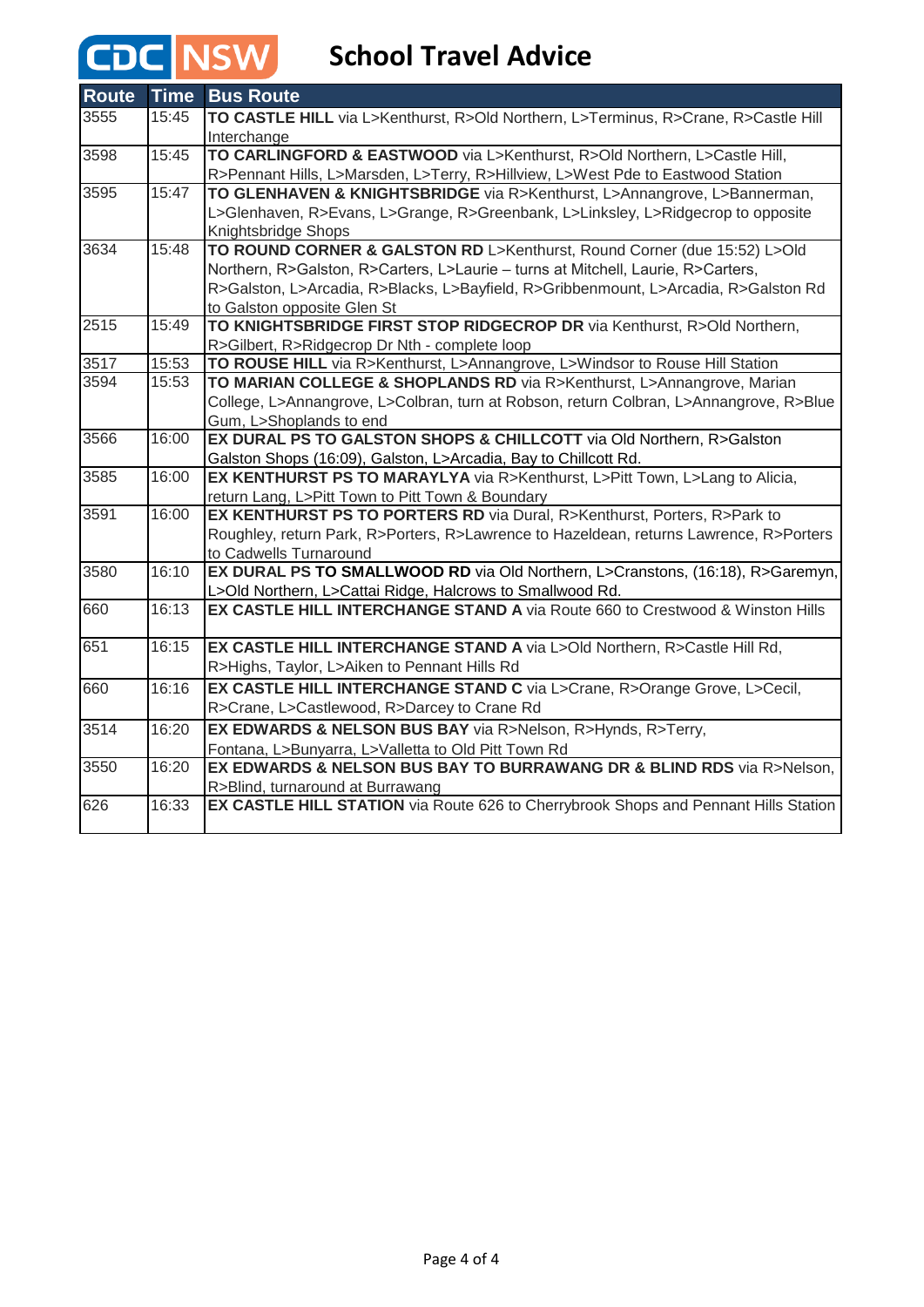# CDC NSW School Travel Advice

| Route | Time | Bus Route |
|---|---|---|
| 3555 | 15:45 | **TO CASTLE HILL** via L>Kenthurst, R>Old Northern, L>Terminus, R>Crane, R>Castle Hill Interchange |
| 3598 | 15:45 | **TO CARLINGFORD & EASTWOOD** via L>Kenthurst, R>Old Northern, L>Castle Hill, R>Pennant Hills, L>Marsden, L>Terry, R>Hillview, L>West Pde to Eastwood Station |
| 3595 | 15:47 | **TO GLENHAVEN & KNIGHTSBRIDGE** via R>Kenthurst, L>Annangrove, L>Bannerman, L>Glenhaven, R>Evans, L>Grange, R>Greenbank, L>Linksley, L>Ridgecrop to opposite Knightsbridge Shops |
| 3634 | 15:48 | **TO ROUND CORNER & GALSTON RD** L>Kenthurst, Round Corner (due 15:52) L>Old Northern, R>Galston, R>Carters, L>Laurie – turns at Mitchell, Laurie, R>Carters, R>Galston, L>Arcadia, R>Blacks, L>Bayfield, R>Gribbenmount, L>Arcadia, R>Galston Rd to Galston opposite Glen St |
| 2515 | 15:49 | **TO KNIGHTSBRIDGE FIRST STOP RIDGECROP DR** via Kenthurst, R>Old Northern, R>Gilbert, R>Ridgecrop Dr Nth - complete loop |
| 3517 | 15:53 | **TO ROUSE HILL** via R>Kenthurst, L>Annangrove, L>Windsor to Rouse Hill Station |
| 3594 | 15:53 | **TO MARIAN COLLEGE & SHOPLANDS RD** via R>Kenthurst, L>Annangrove, Marian College, L>Annangrove, L>Colbran, turn at Robson, return Colbran, L>Annangrove, R>Blue Gum, L>Shoplands to end |
| 3566 | 16:00 | **EX DURAL PS TO GALSTON SHOPS & CHILLCOTT** via Old Northern, R>Galston Galston Shops (16:09), Galston, L>Arcadia, Bay to Chillcott Rd. |
| 3585 | 16:00 | **EX KENTHURST PS TO MARAYLYA** via R>Kenthurst, L>Pitt Town, L>Lang to Alicia, return Lang, L>Pitt Town to Pitt Town & Boundary |
| 3591 | 16:00 | **EX KENTHURST PS TO PORTERS RD** via Dural, R>Kenthurst, Porters, R>Park to Roughley, return Park, R>Porters, R>Lawrence to Hazeldean, returns Lawrence, R>Porters to Cadwells Turnaround |
| 3580 | 16:10 | **EX DURAL PS TO SMALLWOOD RD** via Old Northern, L>Cranstons, (16:18), R>Garemyn, L>Old Northern, L>Cattai Ridge, Halcrows to Smallwood Rd. |
| 660 | 16:13 | **EX CASTLE HILL INTERCHANGE STAND A** via Route 660 to Crestwood & Winston Hills |
| 651 | 16:15 | **EX CASTLE HILL INTERCHANGE STAND A** via L>Old Northern, R>Castle Hill Rd, R>Highs, Taylor, L>Aiken to Pennant Hills Rd |
| 660 | 16:16 | **EX CASTLE HILL INTERCHANGE STAND C** via L>Crane, R>Orange Grove, L>Cecil, R>Crane, L>Castlewood, R>Darcey to Crane Rd |
| 3514 | 16:20 | **EX EDWARDS & NELSON BUS BAY** via R>Nelson, R>Hynds, R>Terry, Fontana, L>Bunyarra, L>Valletta to Old Pitt Town Rd |
| 3550 | 16:20 | **EX EDWARDS & NELSON BUS BAY TO BURRAWANG DR & BLIND RDS** via R>Nelson, R>Blind, turnaround at Burrawang |
| 626 | 16:33 | **EX CASTLE HILL STATION** via Route 626 to Cherrybrook Shops and Pennant Hills Station |